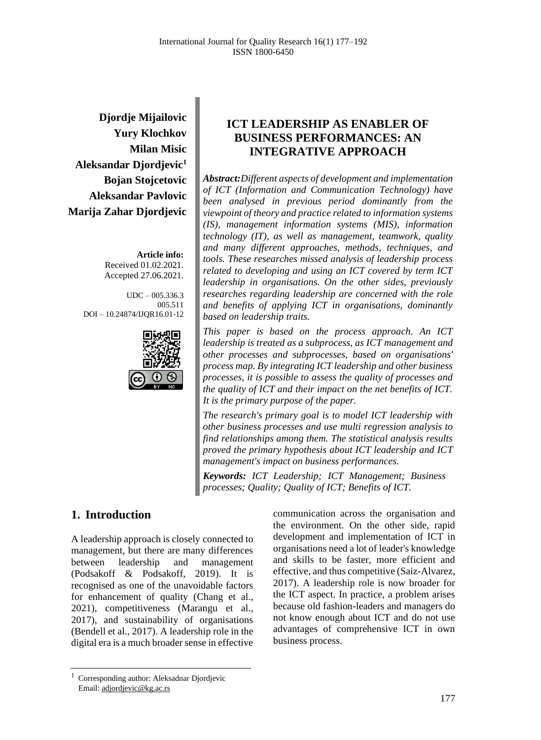Djordje Mijailovic
Yury Klochkov
Milan Misic
Aleksandar Djordjevic[1]
Bojan Stojcetovic
Aleksandar Pavlovic
Marija Zahar Djordjevic

**Article info:**
Received 01.02.2021.
Accepted 27.06.2021.

UDC – 005.336.3
005.511
DOI – 10.24874/IJQR16.01-12

# ICT LEADERSHIP AS ENABLER OF BUSINESS PERFORMANCES: AN INTEGRATIVE APPROACH

***Abstract:*** *Different aspects of development and implementation of ICT (Information and Communication Technology) have been analysed in previous period dominantly from the viewpoint of theory and practice related to information systems (IS), management information systems (MIS), information technology (IT), as well as management, teamwork, quality and many different approaches, methods, techniques, and tools. These researches missed analysis of leadership process related to developing and using an ICT covered by term ICT leadership in organisations. On the other sides, previously researches regarding leadership are concerned with the role and benefits of applying ICT in organisations, dominantly based on leadership traits.*

*This paper is based on the process approach. An ICT leadership is treated as a subprocess, as ICT management and other processes and subprocesses, based on organisations' process map. By integrating ICT leadership and other business processes, it is possible to assess the quality of processes and the quality of ICT and their impact on the net benefits of ICT. It is the primary purpose of the paper.*

*The research's primary goal is to model ICT leadership with other business processes and use multi regression analysis to find relationships among them. The statistical analysis results proved the primary hypothesis about ICT leadership and ICT management's impact on business performances.*

***Keywords:*** *ICT Leadership; ICT Management; Business processes; Quality; Quality of ICT; Benefits of ICT.*

## 1. Introduction

A leadership approach is closely connected to management, but there are many differences between leadership and management (Podsakoff & Podsakoff, 2019). It is recognised as one of the unavoidable factors for enhancement of quality (Chang et al., 2021), competitiveness (Marangu et al., 2017), and sustainability of organisations (Bendell et al., 2017). A leadership role in the digital era is a much broader sense in effective communication across the organisation and the environment. On the other side, rapid development and implementation of ICT in organisations need a lot of leader's knowledge and skills to be faster, more efficient and effective, and thus competitive (Saiz-Alvarez, 2017). A leadership role is now broader for the ICT aspect. In practice, a problem arises because old fashion-leaders and managers do not know enough about ICT and do not use advantages of comprehensive ICT in own business process.

[1] Corresponding author: Aleksadnar Djordjevic
Email: adjordjevic@kg.ac.rs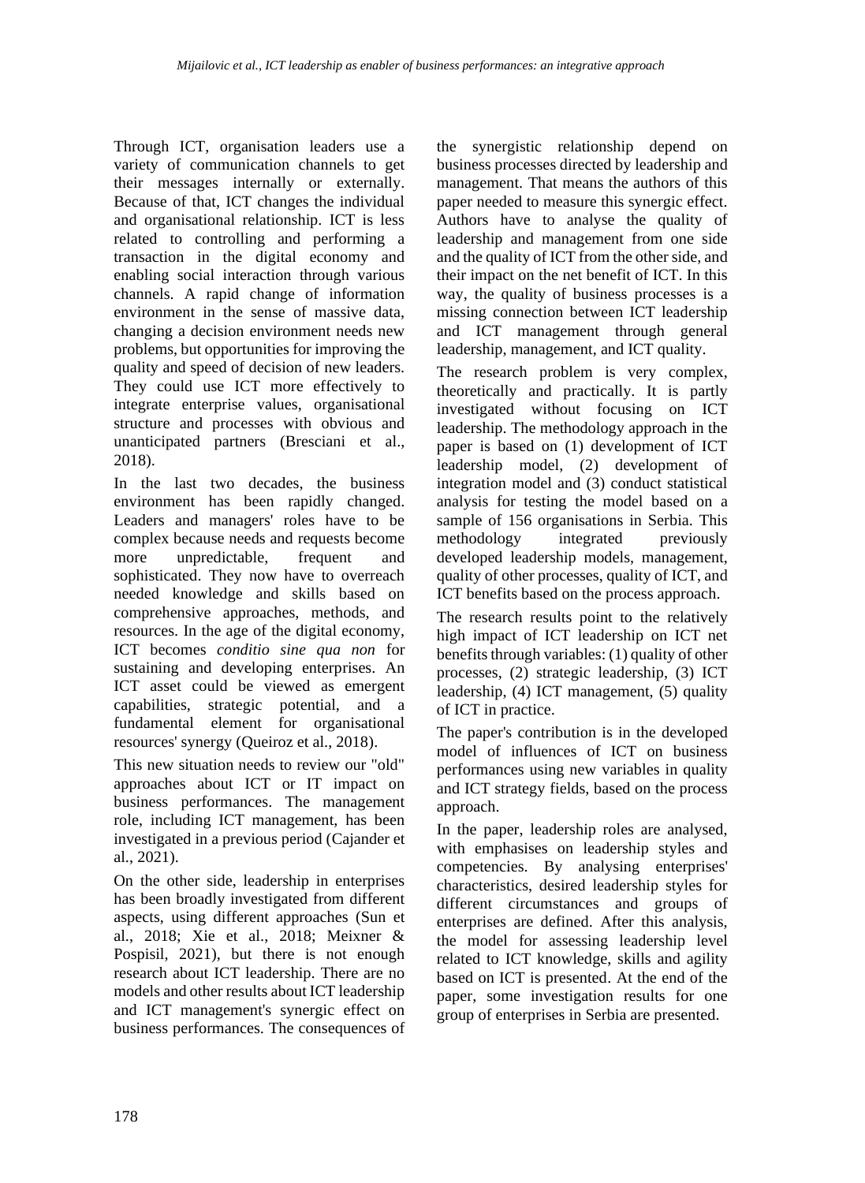Through ICT, organisation leaders use a variety of communication channels to get their messages internally or externally. Because of that, ICT changes the individual and organisational relationship. ICT is less related to controlling and performing a transaction in the digital economy and enabling social interaction through various channels. A rapid change of information environment in the sense of massive data, changing a decision environment needs new problems, but opportunities for improving the quality and speed of decision of new leaders. They could use ICT more effectively to integrate enterprise values, organisational structure and processes with obvious and unanticipated partners (Bresciani et al., 2018).

In the last two decades, the business environment has been rapidly changed. Leaders and managers' roles have to be complex because needs and requests become more unpredictable, frequent and sophisticated. They now have to overreach needed knowledge and skills based on comprehensive approaches, methods, and resources. In the age of the digital economy, ICT becomes *conditio sine qua non* for sustaining and developing enterprises. An ICT asset could be viewed as emergent capabilities, strategic potential, and a fundamental element for organisational resources' synergy (Queiroz et al., 2018).

This new situation needs to review our "old" approaches about ICT or IT impact on business performances. The management role, including ICT management, has been investigated in a previous period (Cajander et al., 2021).

On the other side, leadership in enterprises has been broadly investigated from different aspects, using different approaches (Sun et al., 2018; Xie et al., 2018; Meixner & Pospisil, 2021), but there is not enough research about ICT leadership. There are no models and other results about ICT leadership and ICT management's synergic effect on business performances. The consequences of the synergistic relationship depend on business processes directed by leadership and management. That means the authors of this paper needed to measure this synergic effect. Authors have to analyse the quality of leadership and management from one side and the quality of ICT from the other side, and their impact on the net benefit of ICT. In this way, the quality of business processes is a missing connection between ICT leadership and ICT management through general leadership, management, and ICT quality.

The research problem is very complex, theoretically and practically. It is partly investigated without focusing on ICT leadership. The methodology approach in the paper is based on (1) development of ICT leadership model, (2) development of integration model and (3) conduct statistical analysis for testing the model based on a sample of 156 organisations in Serbia. This methodology integrated previously developed leadership models, management, quality of other processes, quality of ICT, and ICT benefits based on the process approach.

The research results point to the relatively high impact of ICT leadership on ICT net benefits through variables: (1) quality of other processes, (2) strategic leadership, (3) ICT leadership, (4) ICT management, (5) quality of ICT in practice.

The paper's contribution is in the developed model of influences of ICT on business performances using new variables in quality and ICT strategy fields, based on the process approach.

In the paper, leadership roles are analysed, with emphasises on leadership styles and competencies. By analysing enterprises' characteristics, desired leadership styles for different circumstances and groups of enterprises are defined. After this analysis, the model for assessing leadership level related to ICT knowledge, skills and agility based on ICT is presented. At the end of the paper, some investigation results for one group of enterprises in Serbia are presented.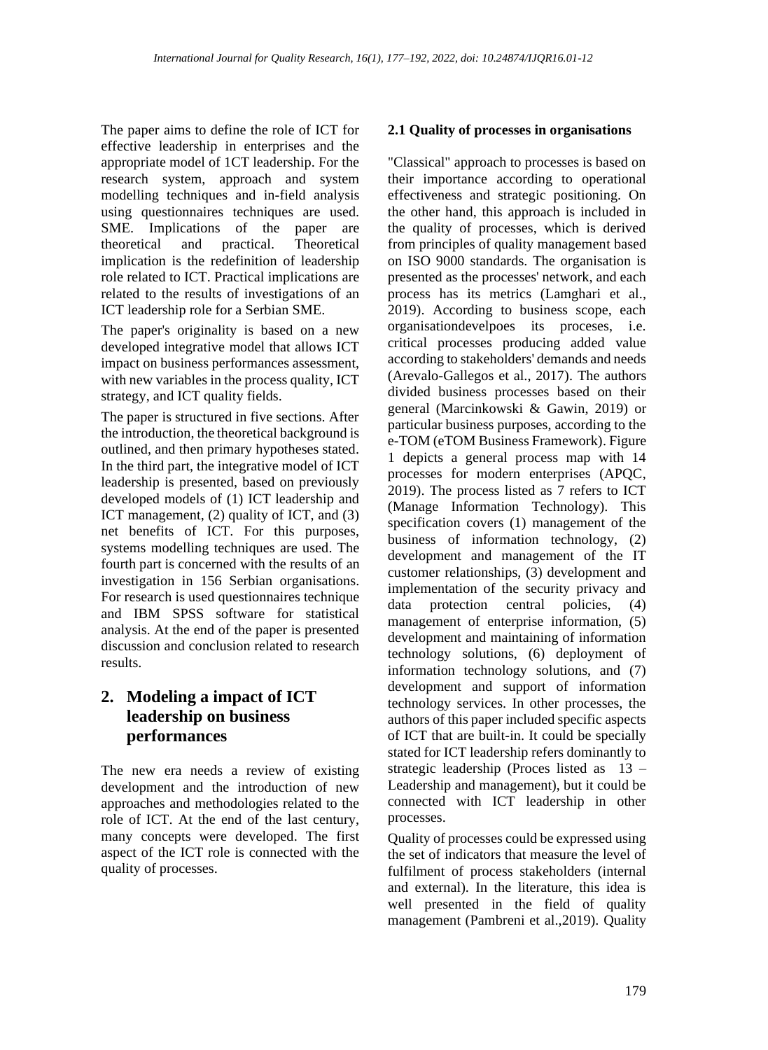The paper aims to define the role of ICT for effective leadership in enterprises and the appropriate model of 1CT leadership. For the research system, approach and system modelling techniques and in-field analysis using questionnaires techniques are used. SME. Implications of the paper are theoretical and practical. Theoretical implication is the redefinition of leadership role related to ICT. Practical implications are related to the results of investigations of an ICT leadership role for a Serbian SME.

The paper's originality is based on a new developed integrative model that allows ICT impact on business performances assessment, with new variables in the process quality, ICT strategy, and ICT quality fields.

The paper is structured in five sections. After the introduction, the theoretical background is outlined, and then primary hypotheses stated. In the third part, the integrative model of ICT leadership is presented, based on previously developed models of (1) ICT leadership and ICT management, (2) quality of ICT, and (3) net benefits of ICT. For this purposes, systems modelling techniques are used. The fourth part is concerned with the results of an investigation in 156 Serbian organisations. For research is used questionnaires technique and IBM SPSS software for statistical analysis. At the end of the paper is presented discussion and conclusion related to research results.

## 2. Modeling a impact of ICT leadership on business performances

The new era needs a review of existing development and the introduction of new approaches and methodologies related to the role of ICT. At the end of the last century, many concepts were developed. The first aspect of the ICT role is connected with the quality of processes.

### 2.1 Quality of processes in organisations

"Classical" approach to processes is based on their importance according to operational effectiveness and strategic positioning. On the other hand, this approach is included in the quality of processes, which is derived from principles of quality management based on ISO 9000 standards. The organisation is presented as the processes' network, and each process has its metrics (Lamghari et al., 2019). According to business scope, each organisationdevelpoes its proceses, i.e. critical processes producing added value according to stakeholders' demands and needs (Arevalo-Gallegos et al., 2017). The authors divided business processes based on their general (Marcinkowski & Gawin, 2019) or particular business purposes, according to the e-TOM (eTOM Business Framework). Figure 1 depicts a general process map with 14 processes for modern enterprises (APQC, 2019). The process listed as 7 refers to ICT (Manage Information Technology). This specification covers (1) management of the business of information technology, (2) development and management of the IT customer relationships, (3) development and implementation of the security privacy and data protection central policies, (4) management of enterprise information, (5) development and maintaining of information technology solutions, (6) deployment of information technology solutions, and (7) development and support of information technology services. In other processes, the authors of this paper included specific aspects of ICT that are built-in. It could be specially stated for ICT leadership refers dominantly to strategic leadership (Proces listed as 13 – Leadership and management), but it could be connected with ICT leadership in other processes.

Quality of processes could be expressed using the set of indicators that measure the level of fulfilment of process stakeholders (internal and external). In the literature, this idea is well presented in the field of quality management (Pambreni et al.,2019). Quality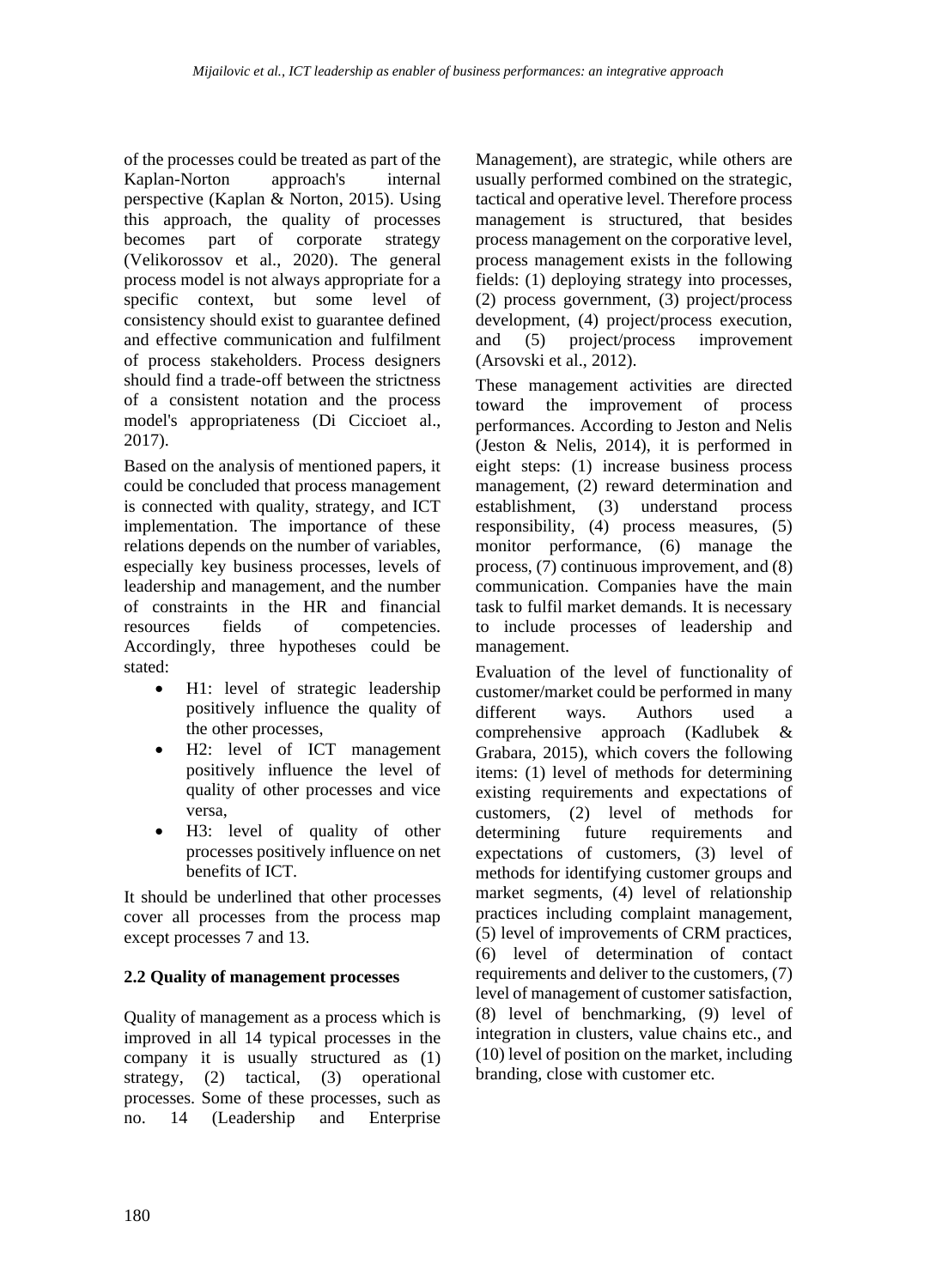of the processes could be treated as part of the Kaplan-Norton approach's internal perspective (Kaplan & Norton, 2015). Using this approach, the quality of processes becomes part of corporate strategy (Velikorossov et al., 2020). The general process model is not always appropriate for a specific context, but some level of consistency should exist to guarantee defined and effective communication and fulfilment of process stakeholders. Process designers should find a trade-off between the strictness of a consistent notation and the process model's appropriateness (Di Ciccioet al., 2017).

Based on the analysis of mentioned papers, it could be concluded that process management is connected with quality, strategy, and ICT implementation. The importance of these relations depends on the number of variables, especially key business processes, levels of leadership and management, and the number of constraints in the HR and financial resources fields of competencies. Accordingly, three hypotheses could be stated:

- H1: level of strategic leadership positively influence the quality of the other processes,
- H2: level of ICT management positively influence the level of quality of other processes and vice versa,
- H3: level of quality of other processes positively influence on net benefits of ICT.

It should be underlined that other processes cover all processes from the process map except processes 7 and 13.

### 2.2 Quality of management processes

Quality of management as a process which is improved in all 14 typical processes in the company it is usually structured as (1) strategy, (2) tactical, (3) operational processes. Some of these processes, such as no. 14 (Leadership and Enterprise Management), are strategic, while others are usually performed combined on the strategic, tactical and operative level. Therefore process management is structured, that besides process management on the corporative level, process management exists in the following fields: (1) deploying strategy into processes, (2) process government, (3) project/process development, (4) project/process execution, and (5) project/process improvement (Arsovski et al., 2012).

These management activities are directed toward the improvement of process performances. According to Jeston and Nelis (Jeston & Nelis, 2014), it is performed in eight steps: (1) increase business process management, (2) reward determination and establishment, (3) understand process responsibility, (4) process measures, (5) monitor performance, (6) manage the process, (7) continuous improvement, and (8) communication. Companies have the main task to fulfil market demands. It is necessary to include processes of leadership and management.

Evaluation of the level of functionality of customer/market could be performed in many different ways. Authors used a comprehensive approach (Kadlubek & Grabara, 2015), which covers the following items: (1) level of methods for determining existing requirements and expectations of customers, (2) level of methods for determining future requirements and expectations of customers, (3) level of methods for identifying customer groups and market segments, (4) level of relationship practices including complaint management, (5) level of improvements of CRM practices, (6) level of determination of contact requirements and deliver to the customers, (7) level of management of customer satisfaction, (8) level of benchmarking, (9) level of integration in clusters, value chains etc., and (10) level of position on the market, including branding, close with customer etc.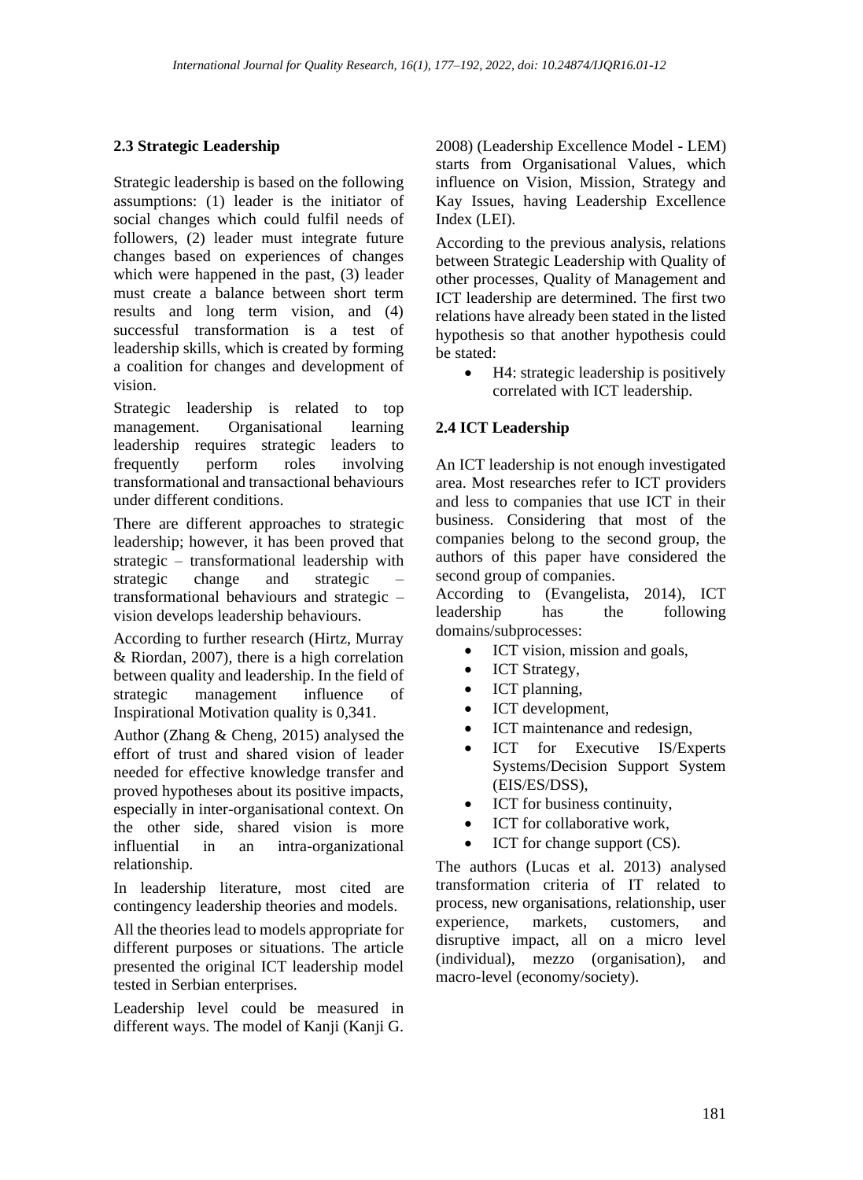### 2.3 Strategic Leadership

Strategic leadership is based on the following assumptions: (1) leader is the initiator of social changes which could fulfil needs of followers, (2) leader must integrate future changes based on experiences of changes which were happened in the past, (3) leader must create a balance between short term results and long term vision, and (4) successful transformation is a test of leadership skills, which is created by forming a coalition for changes and development of vision.

Strategic leadership is related to top management. Organisational learning leadership requires strategic leaders to frequently perform roles involving transformational and transactional behaviours under different conditions.

There are different approaches to strategic leadership; however, it has been proved that strategic – transformational leadership with strategic change and strategic – transformational behaviours and strategic – vision develops leadership behaviours.

According to further research (Hirtz, Murray & Riordan, 2007), there is a high correlation between quality and leadership. In the field of strategic management influence of Inspirational Motivation quality is 0,341.

Author (Zhang & Cheng, 2015) analysed the effort of trust and shared vision of leader needed for effective knowledge transfer and proved hypotheses about its positive impacts, especially in inter-organisational context. On the other side, shared vision is more influential in an intra-organizational relationship.

In leadership literature, most cited are contingency leadership theories and models.

All the theories lead to models appropriate for different purposes or situations. The article presented the original ICT leadership model tested in Serbian enterprises.

Leadership level could be measured in different ways. The model of Kanji (Kanji G. 2008) (Leadership Excellence Model - LEM) starts from Organisational Values, which influence on Vision, Mission, Strategy and Kay Issues, having Leadership Excellence Index (LEI).

According to the previous analysis, relations between Strategic Leadership with Quality of other processes, Quality of Management and ICT leadership are determined. The first two relations have already been stated in the listed hypothesis so that another hypothesis could be stated:

- H4: strategic leadership is positively correlated with ICT leadership.

### 2.4 ICT Leadership

An ICT leadership is not enough investigated area. Most researches refer to ICT providers and less to companies that use ICT in their business. Considering that most of the companies belong to the second group, the authors of this paper have considered the second group of companies.

According to (Evangelista, 2014), ICT leadership has the following domains/subprocesses:

- ICT vision, mission and goals,
- ICT Strategy,
- ICT planning,
- ICT development,
- ICT maintenance and redesign,
- ICT for Executive IS/Experts Systems/Decision Support System (EIS/ES/DSS),
- ICT for business continuity,
- ICT for collaborative work,
- ICT for change support (CS).

The authors (Lucas et al. 2013) analysed transformation criteria of IT related to process, new organisations, relationship, user experience, markets, customers, and disruptive impact, all on a micro level (individual), mezzo (organisation), and macro-level (economy/society).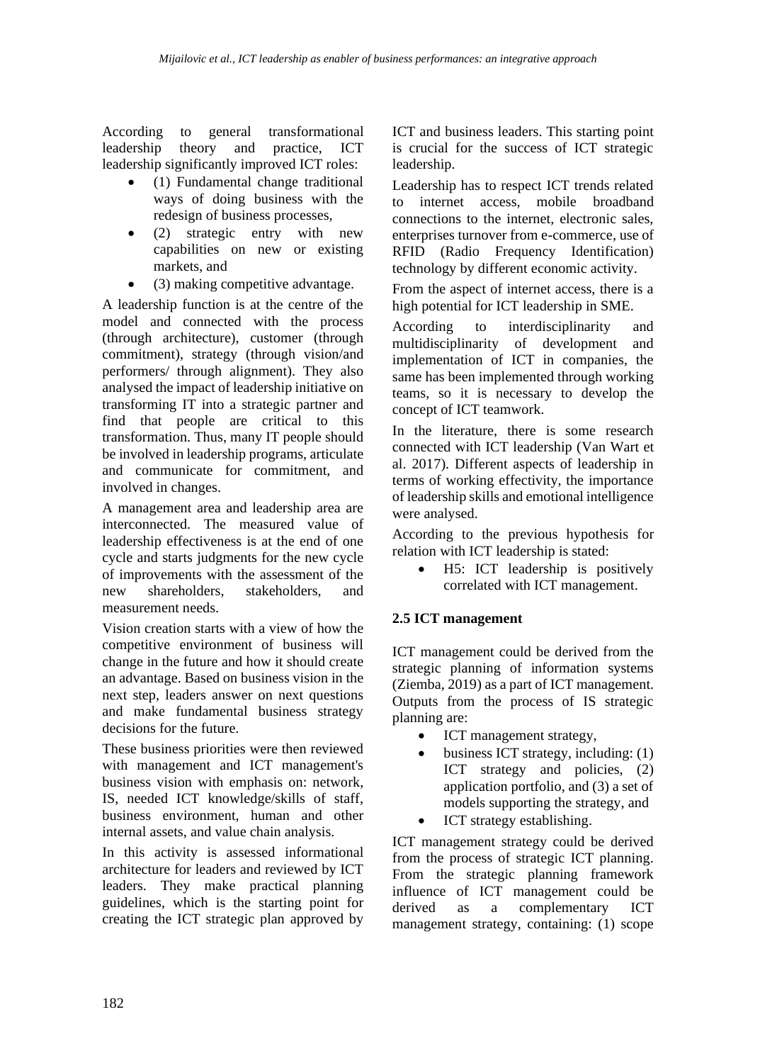According to general transformational leadership theory and practice, ICT leadership significantly improved ICT roles:

- (1) Fundamental change traditional ways of doing business with the redesign of business processes,
- (2) strategic entry with new capabilities on new or existing markets, and
- (3) making competitive advantage.

A leadership function is at the centre of the model and connected with the process (through architecture), customer (through commitment), strategy (through vision/and performers/ through alignment). They also analysed the impact of leadership initiative on transforming IT into a strategic partner and find that people are critical to this transformation. Thus, many IT people should be involved in leadership programs, articulate and communicate for commitment, and involved in changes.

A management area and leadership area are interconnected. The measured value of leadership effectiveness is at the end of one cycle and starts judgments for the new cycle of improvements with the assessment of the new shareholders, stakeholders, and measurement needs.

Vision creation starts with a view of how the competitive environment of business will change in the future and how it should create an advantage. Based on business vision in the next step, leaders answer on next questions and make fundamental business strategy decisions for the future.

These business priorities were then reviewed with management and ICT management's business vision with emphasis on: network, IS, needed ICT knowledge/skills of staff, business environment, human and other internal assets, and value chain analysis.

In this activity is assessed informational architecture for leaders and reviewed by ICT leaders. They make practical planning guidelines, which is the starting point for creating the ICT strategic plan approved by ICT and business leaders. This starting point is crucial for the success of ICT strategic leadership.

Leadership has to respect ICT trends related to internet access, mobile broadband connections to the internet, electronic sales, enterprises turnover from e-commerce, use of RFID (Radio Frequency Identification) technology by different economic activity.

From the aspect of internet access, there is a high potential for ICT leadership in SME.

According to interdisciplinarity and multidisciplinarity of development and implementation of ICT in companies, the same has been implemented through working teams, so it is necessary to develop the concept of ICT teamwork.

In the literature, there is some research connected with ICT leadership (Van Wart et al. 2017). Different aspects of leadership in terms of working effectivity, the importance of leadership skills and emotional intelligence were analysed.

According to the previous hypothesis for relation with ICT leadership is stated:

- H5: ICT leadership is positively correlated with ICT management.

### 2.5 ICT management

ICT management could be derived from the strategic planning of information systems (Ziemba, 2019) as a part of ICT management. Outputs from the process of IS strategic planning are:

- ICT management strategy,
- business ICT strategy, including: (1) ICT strategy and policies, (2) application portfolio, and (3) a set of models supporting the strategy, and
- ICT strategy establishing.

ICT management strategy could be derived from the process of strategic ICT planning. From the strategic planning framework influence of ICT management could be derived as a complementary ICT management strategy, containing: (1) scope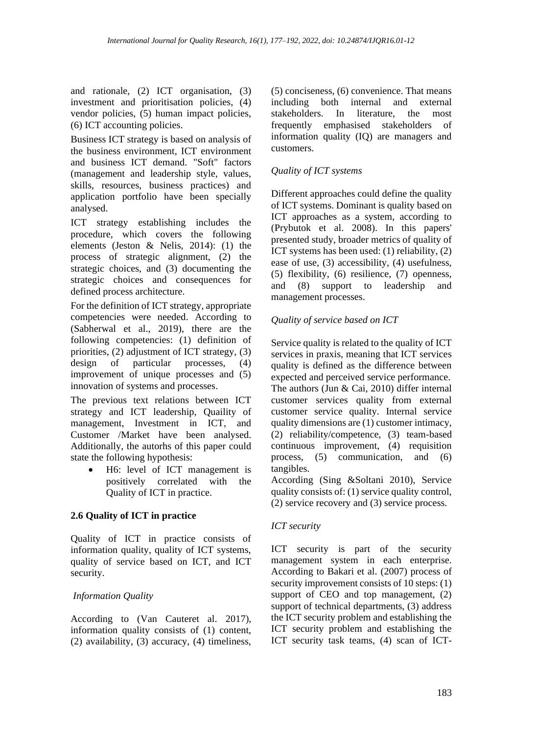and rationale, (2) ICT organisation, (3) investment and prioritisation policies, (4) vendor policies, (5) human impact policies, (6) ICT accounting policies.

Business ICT strategy is based on analysis of the business environment, ICT environment and business ICT demand. "Soft" factors (management and leadership style, values, skills, resources, business practices) and application portfolio have been specially analysed.

ICT strategy establishing includes the procedure, which covers the following elements (Jeston & Nelis, 2014): (1) the process of strategic alignment, (2) the strategic choices, and (3) documenting the strategic choices and consequences for defined process architecture.

For the definition of ICT strategy, appropriate competencies were needed. According to (Sabherwal et al., 2019), there are the following competencies: (1) definition of priorities, (2) adjustment of ICT strategy, (3) design of particular processes, (4) improvement of unique processes and (5) innovation of systems and processes.

The previous text relations between ICT strategy and ICT leadership, Quaility of management, Investment in ICT, and Customer /Market have been analysed. Additionally, the autorhs of this paper could state the following hypothesis:

- H6: level of ICT management is positively correlated with the Quality of ICT in practice.

### 2.6 Quality of ICT in practice

Quality of ICT in practice consists of information quality, quality of ICT systems, quality of service based on ICT, and ICT security.

*Information Quality*

According to (Van Cauteret al. 2017), information quality consists of (1) content, (2) availability, (3) accuracy, (4) timeliness, (5) conciseness, (6) convenience. That means including both internal and external stakeholders. In literature, the most frequently emphasised stakeholders of information quality (IQ) are managers and customers.

*Quality of ICT systems*

Different approaches could define the quality of ICT systems. Dominant is quality based on ICT approaches as a system, according to (Prybutok et al. 2008). In this papers' presented study, broader metrics of quality of ICT systems has been used: (1) reliability, (2) ease of use, (3) accessibility, (4) usefulness, (5) flexibility, (6) resilience, (7) openness, and (8) support to leadership and management processes.

*Quality of service based on ICT*

Service quality is related to the quality of ICT services in praxis, meaning that ICT services quality is defined as the difference between expected and perceived service performance. The authors (Jun & Cai, 2010) differ internal customer services quality from external customer service quality. Internal service quality dimensions are (1) customer intimacy, (2) reliability/competence, (3) team-based continuous improvement, (4) requisition process, (5) communication, and (6) tangibles.

According (Sing &Soltani 2010), Service quality consists of: (1) service quality control, (2) service recovery and (3) service process.

*ICT security*

ICT security is part of the security management system in each enterprise. According to Bakari et al. (2007) process of security improvement consists of 10 steps: (1) support of CEO and top management, (2) support of technical departments, (3) address the ICT security problem and establishing the ICT security problem and establishing the ICT security task teams, (4) scan of ICT-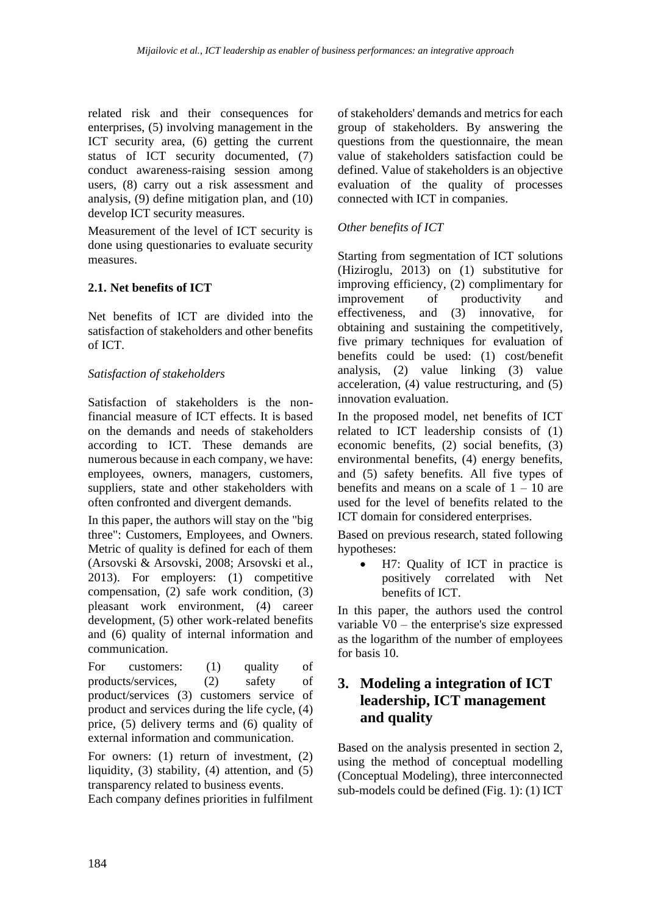related risk and their consequences for enterprises, (5) involving management in the ICT security area, (6) getting the current status of ICT security documented, (7) conduct awareness-raising session among users, (8) carry out a risk assessment and analysis, (9) define mitigation plan, and (10) develop ICT security measures.

Measurement of the level of ICT security is done using questionaries to evaluate security measures.

### 2.1. Net benefits of ICT

Net benefits of ICT are divided into the satisfaction of stakeholders and other benefits of ICT.

*Satisfaction of stakeholders*

Satisfaction of stakeholders is the non-financial measure of ICT effects. It is based on the demands and needs of stakeholders according to ICT. These demands are numerous because in each company, we have: employees, owners, managers, customers, suppliers, state and other stakeholders with often confronted and divergent demands.

In this paper, the authors will stay on the "big three": Customers, Employees, and Owners. Metric of quality is defined for each of them (Arsovski & Arsovski, 2008; Arsovski et al., 2013). For employers: (1) competitive compensation, (2) safe work condition, (3) pleasant work environment, (4) career development, (5) other work-related benefits and (6) quality of internal information and communication.

For customers: (1) quality of products/services, (2) safety of product/services (3) customers service of product and services during the life cycle, (4) price, (5) delivery terms and (6) quality of external information and communication.

For owners: (1) return of investment, (2) liquidity, (3) stability, (4) attention, and (5) transparency related to business events.

Each company defines priorities in fulfilment of stakeholders' demands and metrics for each group of stakeholders. By answering the questions from the questionnaire, the mean value of stakeholders satisfaction could be defined. Value of stakeholders is an objective evaluation of the quality of processes connected with ICT in companies.

*Other benefits of ICT*

Starting from segmentation of ICT solutions (Hiziroglu, 2013) on (1) substitutive for improving efficiency, (2) complimentary for improvement of productivity and effectiveness, and (3) innovative, for obtaining and sustaining the competitively, five primary techniques for evaluation of benefits could be used: (1) cost/benefit analysis, (2) value linking (3) value acceleration, (4) value restructuring, and (5) innovation evaluation.

In the proposed model, net benefits of ICT related to ICT leadership consists of (1) economic benefits, (2) social benefits, (3) environmental benefits, (4) energy benefits, and (5) safety benefits. All five types of benefits and means on a scale of 1 – 10 are used for the level of benefits related to the ICT domain for considered enterprises.

Based on previous research, stated following hypotheses:

- H7: Quality of ICT in practice is positively correlated with Net benefits of ICT.

In this paper, the authors used the control variable V0 – the enterprise's size expressed as the logarithm of the number of employees for basis 10.

## 3. Modeling a integration of ICT leadership, ICT management and quality

Based on the analysis presented in section 2, using the method of conceptual modelling (Conceptual Modeling), three interconnected sub-models could be defined (Fig. 1): (1) ICT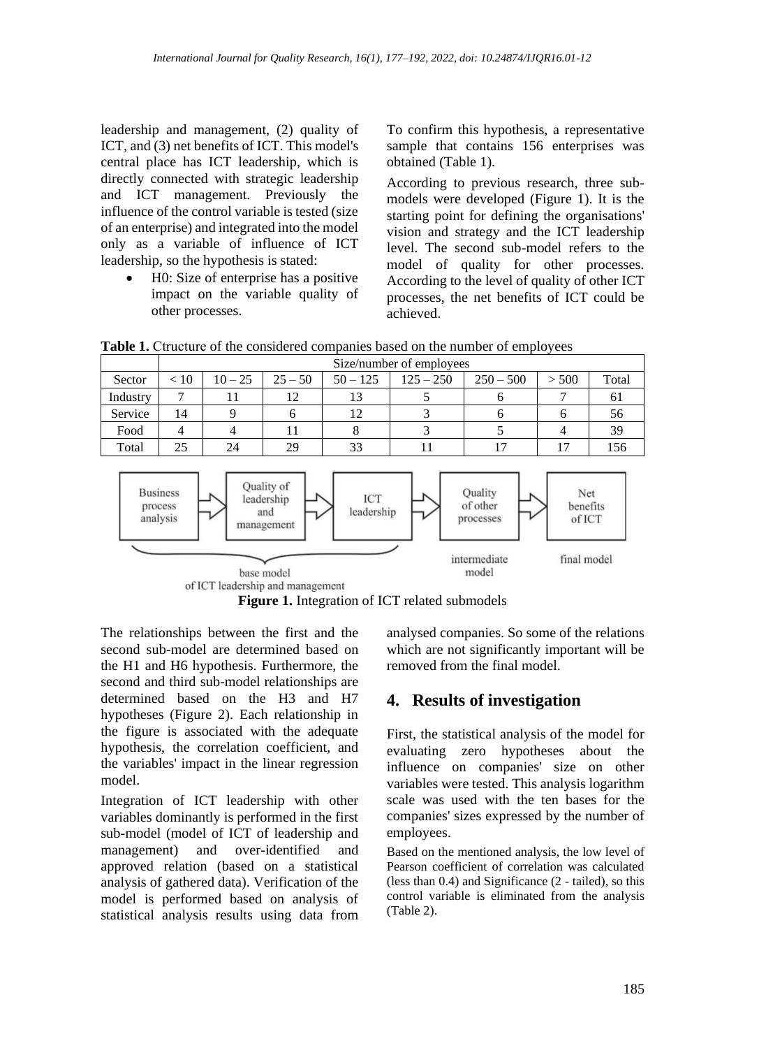leadership and management, (2) quality of ICT, and (3) net benefits of ICT. This model's central place has ICT leadership, which is directly connected with strategic leadership and ICT management. Previously the influence of the control variable is tested (size of an enterprise) and integrated into the model only as a variable of influence of ICT leadership, so the hypothesis is stated:

- H0: Size of enterprise has a positive impact on the variable quality of other processes.

To confirm this hypothesis, a representative sample that contains 156 enterprises was obtained (Table 1).

According to previous research, three sub-models were developed (Figure 1). It is the starting point for defining the organisations' vision and strategy and the ICT leadership level. The second sub-model refers to the model of quality for other processes. According to the level of quality of other ICT processes, the net benefits of ICT could be achieved.

**Table 1.** Ctructure of the considered companies based on the number of employees

| | Size/number of employees | | | | | | | |
|---|---|---|---|---|---|---|---|---|
| Sector | < 10 | 10 – 25 | 25 – 50 | 50 – 125 | 125 – 250 | 250 – 500 | > 500 | Total |
| Industry | 7 | 11 | 12 | 13 | 5 | 6 | 7 | 61 |
| Service | 14 | 9 | 6 | 12 | 3 | 6 | 6 | 56 |
| Food | 4 | 4 | 11 | 8 | 3 | 5 | 4 | 39 |
| Total | 25 | 24 | 29 | 33 | 11 | 17 | 17 | 156 |

Business process analysis → Quality of leadership and management → ICT leadership → Quality of other processes → Net benefits of ICT

base model of ICT leadership and management; intermediate model; final model

**Figure 1.** Integration of ICT related submodels

The relationships between the first and the second sub-model are determined based on the H1 and H6 hypothesis. Furthermore, the second and third sub-model relationships are determined based on the H3 and H7 hypotheses (Figure 2). Each relationship in the figure is associated with the adequate hypothesis, the correlation coefficient, and the variables' impact in the linear regression model.

Integration of ICT leadership with other variables dominantly is performed in the first sub-model (model of ICT of leadership and management) and over-identified and approved relation (based on a statistical analysis of gathered data). Verification of the model is performed based on analysis of statistical analysis results using data from analysed companies. So some of the relations which are not significantly important will be removed from the final model.

## 4. Results of investigation

First, the statistical analysis of the model for evaluating zero hypotheses about the influence on companies' size on other variables were tested. This analysis logarithm scale was used with the ten bases for the companies' sizes expressed by the number of employees.

Based on the mentioned analysis, the low level of Pearson coefficient of correlation was calculated (less than 0.4) and Significance (2 - tailed), so this control variable is eliminated from the analysis (Table 2).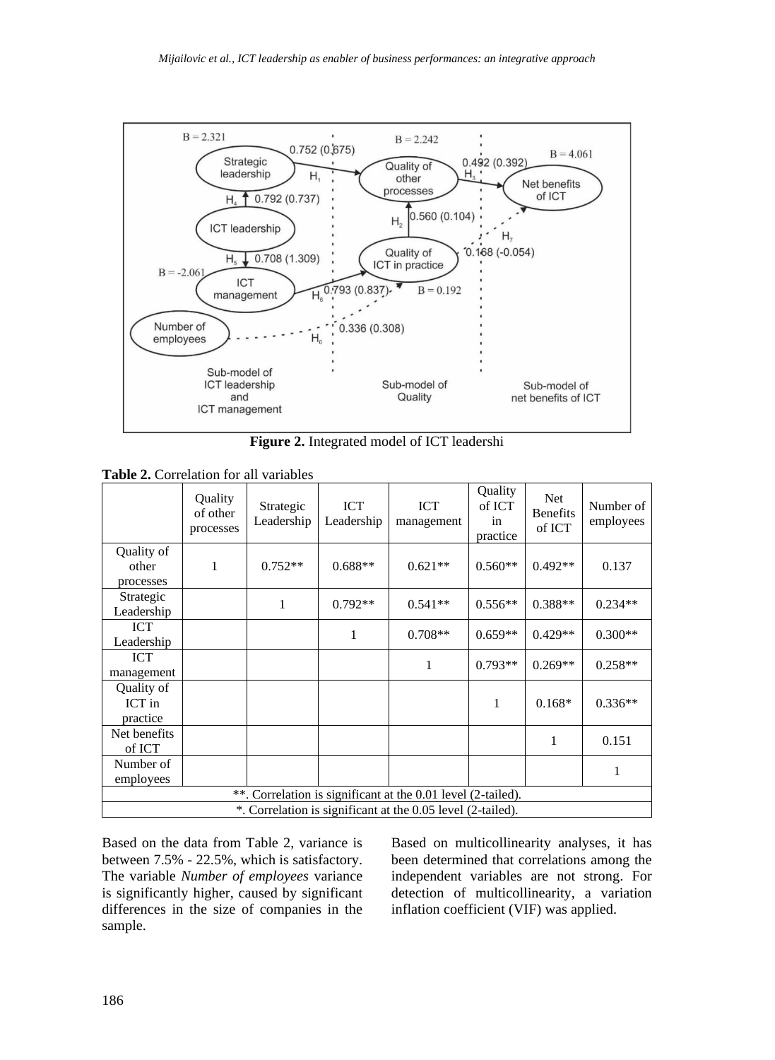**Figure 2.** Integrated model of ICT leadershi

**Table 2.** Correlation for all variables

| | Quality of other processes | Strategic Leadership | ICT Leadership | ICT management | Quality of ICT in practice | Net Benefits of ICT | Number of employees |
|---|---|---|---|---|---|---|---|
| Quality of other processes | 1 | 0.752** | 0.688** | 0.621** | 0.560** | 0.492** | 0.137 |
| Strategic Leadership | | 1 | 0.792** | 0.541** | 0.556** | 0.388** | 0.234** |
| ICT Leadership | | | 1 | 0.708** | 0.659** | 0.429** | 0.300** |
| ICT management | | | | 1 | 0.793** | 0.269** | 0.258** |
| Quality of ICT in practice | | | | | 1 | 0.168* | 0.336** |
| Net benefits of ICT | | | | | | 1 | 0.151 |
| Number of employees | | | | | | | 1 |
| **. Correlation is significant at the 0.01 level (2-tailed). | | | | | | | |
| *. Correlation is significant at the 0.05 level (2-tailed). | | | | | | | |

Based on the data from Table 2, variance is between 7.5% - 22.5%, which is satisfactory. The variable *Number of employees* variance is significantly higher, caused by significant differences in the size of companies in the sample.

Based on multicollinearity analyses, it has been determined that correlations among the independent variables are not strong. For detection of multicollinearity, a variation inflation coefficient (VIF) was applied.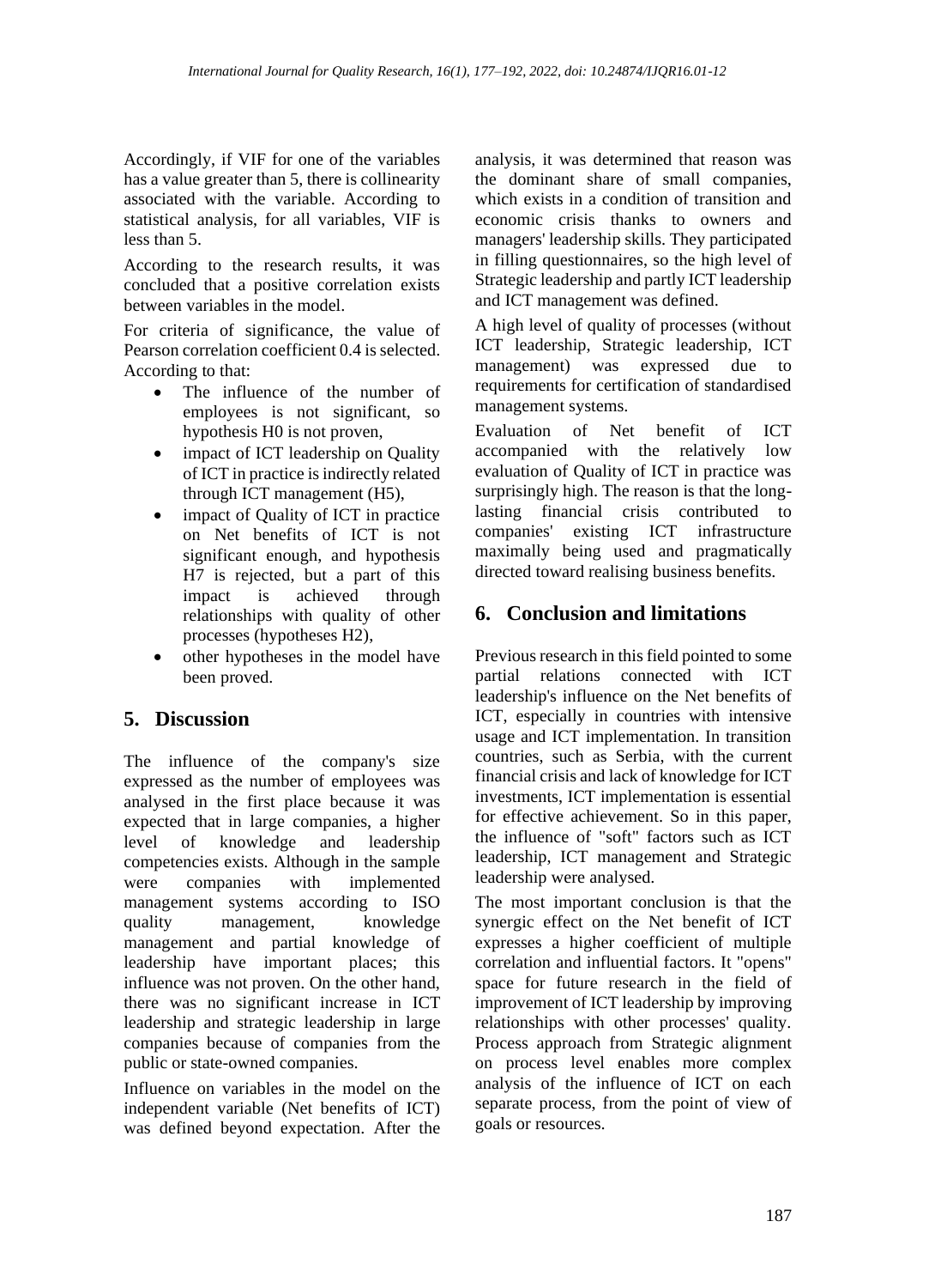Accordingly, if VIF for one of the variables has a value greater than 5, there is collinearity associated with the variable. According to statistical analysis, for all variables, VIF is less than 5.

According to the research results, it was concluded that a positive correlation exists between variables in the model.

For criteria of significance, the value of Pearson correlation coefficient 0.4 is selected. According to that:

- The influence of the number of employees is not significant, so hypothesis H0 is not proven,
- impact of ICT leadership on Quality of ICT in practice is indirectly related through ICT management (H5),
- impact of Quality of ICT in practice on Net benefits of ICT is not significant enough, and hypothesis H7 is rejected, but a part of this impact is achieved through relationships with quality of other processes (hypotheses H2),
- other hypotheses in the model have been proved.

## 5. Discussion

The influence of the company's size expressed as the number of employees was analysed in the first place because it was expected that in large companies, a higher level of knowledge and leadership competencies exists. Although in the sample were companies with implemented management systems according to ISO quality management, knowledge management and partial knowledge of leadership have important places; this influence was not proven. On the other hand, there was no significant increase in ICT leadership and strategic leadership in large companies because of companies from the public or state-owned companies.

Influence on variables in the model on the independent variable (Net benefits of ICT) was defined beyond expectation. After the analysis, it was determined that reason was the dominant share of small companies, which exists in a condition of transition and economic crisis thanks to owners and managers' leadership skills. They participated in filling questionnaires, so the high level of Strategic leadership and partly ICT leadership and ICT management was defined.

A high level of quality of processes (without ICT leadership, Strategic leadership, ICT management) was expressed due to requirements for certification of standardised management systems.

Evaluation of Net benefit of ICT accompanied with the relatively low evaluation of Quality of ICT in practice was surprisingly high. The reason is that the long-lasting financial crisis contributed to companies' existing ICT infrastructure maximally being used and pragmatically directed toward realising business benefits.

## 6. Conclusion and limitations

Previous research in this field pointed to some partial relations connected with ICT leadership's influence on the Net benefits of ICT, especially in countries with intensive usage and ICT implementation. In transition countries, such as Serbia, with the current financial crisis and lack of knowledge for ICT investments, ICT implementation is essential for effective achievement. So in this paper, the influence of "soft" factors such as ICT leadership, ICT management and Strategic leadership were analysed.

The most important conclusion is that the synergic effect on the Net benefit of ICT expresses a higher coefficient of multiple correlation and influential factors. It "opens" space for future research in the field of improvement of ICT leadership by improving relationships with other processes' quality. Process approach from Strategic alignment on process level enables more complex analysis of the influence of ICT on each separate process, from the point of view of goals or resources.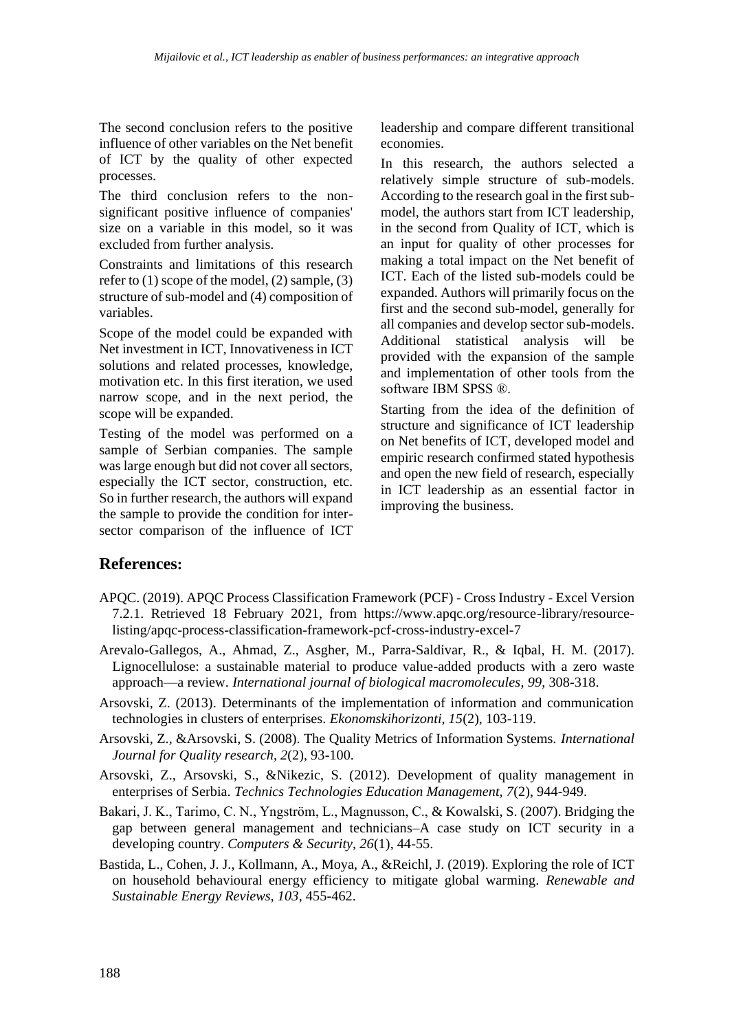The second conclusion refers to the positive influence of other variables on the Net benefit of ICT by the quality of other expected processes.

The third conclusion refers to the non-significant positive influence of companies' size on a variable in this model, so it was excluded from further analysis.

Constraints and limitations of this research refer to (1) scope of the model, (2) sample, (3) structure of sub-model and (4) composition of variables.

Scope of the model could be expanded with Net investment in ICT, Innovativeness in ICT solutions and related processes, knowledge, motivation etc. In this first iteration, we used narrow scope, and in the next period, the scope will be expanded.

Testing of the model was performed on a sample of Serbian companies. The sample was large enough but did not cover all sectors, especially the ICT sector, construction, etc. So in further research, the authors will expand the sample to provide the condition for inter-sector comparison of the influence of ICT leadership and compare different transitional economies.

In this research, the authors selected a relatively simple structure of sub-models. According to the research goal in the first sub-model, the authors start from ICT leadership, in the second from Quality of ICT, which is an input for quality of other processes for making a total impact on the Net benefit of ICT. Each of the listed sub-models could be expanded. Authors will primarily focus on the first and the second sub-model, generally for all companies and develop sector sub-models. Additional statistical analysis will be provided with the expansion of the sample and implementation of other tools from the software IBM SPSS ®.

Starting from the idea of the definition of structure and significance of ICT leadership on Net benefits of ICT, developed model and empiric research confirmed stated hypothesis and open the new field of research, especially in ICT leadership as an essential factor in improving the business.

## References:

APQC. (2019). APQC Process Classification Framework (PCF) - Cross Industry - Excel Version 7.2.1. Retrieved 18 February 2021, from https://www.apqc.org/resource-library/resource-listing/apqc-process-classification-framework-pcf-cross-industry-excel-7

Arevalo-Gallegos, A., Ahmad, Z., Asgher, M., Parra-Saldivar, R., & Iqbal, H. M. (2017). Lignocellulose: a sustainable material to produce value-added products with a zero waste approach—a review. *International journal of biological macromolecules*, *99*, 308-318.

Arsovski, Z. (2013). Determinants of the implementation of information and communication technologies in clusters of enterprises. *Ekonomskihorizonti*, *15*(2), 103-119.

Arsovski, Z., &Arsovski, S. (2008). The Quality Metrics of Information Systems. *International Journal for Quality research*, *2*(2), 93-100.

Arsovski, Z., Arsovski, S., &Nikezic, S. (2012). Development of quality management in enterprises of Serbia. *Technics Technologies Education Management*, *7*(2), 944-949.

Bakari, J. K., Tarimo, C. N., Yngström, L., Magnusson, C., & Kowalski, S. (2007). Bridging the gap between general management and technicians–A case study on ICT security in a developing country. *Computers & Security*, *26*(1), 44-55.

Bastida, L., Cohen, J. J., Kollmann, A., Moya, A., &Reichl, J. (2019). Exploring the role of ICT on household behavioural energy efficiency to mitigate global warming. *Renewable and Sustainable Energy Reviews, 103*, 455-462.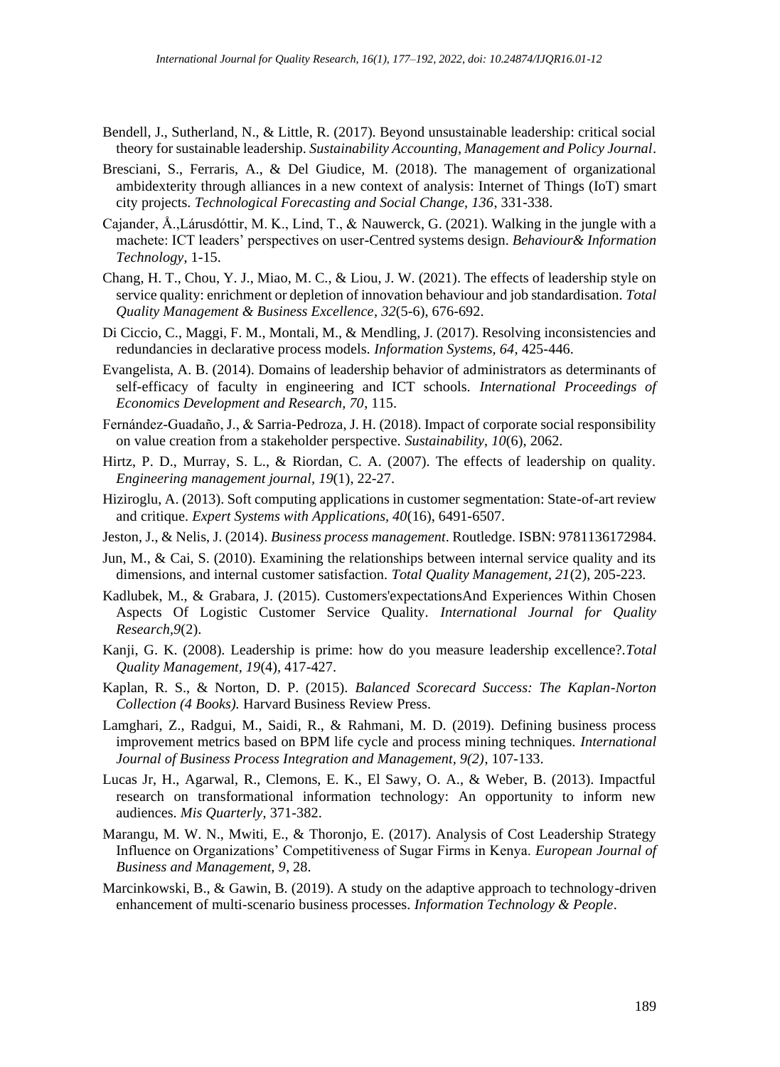Bendell, J., Sutherland, N., & Little, R. (2017). Beyond unsustainable leadership: critical social theory for sustainable leadership. *Sustainability Accounting, Management and Policy Journal*.

Bresciani, S., Ferraris, A., & Del Giudice, M. (2018). The management of organizational ambidexterity through alliances in a new context of analysis: Internet of Things (IoT) smart city projects. *Technological Forecasting and Social Change, 136*, 331-338.

Cajander, Å.,Lárusdóttir, M. K., Lind, T., & Nauwerck, G. (2021). Walking in the jungle with a machete: ICT leaders' perspectives on user-Centred systems design. *Behaviour& Information Technology*, 1-15.

Chang, H. T., Chou, Y. J., Miao, M. C., & Liou, J. W. (2021). The effects of leadership style on service quality: enrichment or depletion of innovation behaviour and job standardisation. *Total Quality Management & Business Excellence*, *32*(5-6), 676-692.

Di Ciccio, C., Maggi, F. M., Montali, M., & Mendling, J. (2017). Resolving inconsistencies and redundancies in declarative process models. *Information Systems, 64*, 425-446.

Evangelista, A. B. (2014). Domains of leadership behavior of administrators as determinants of self-efficacy of faculty in engineering and ICT schools. *International Proceedings of Economics Development and Research, 70*, 115.

Fernández-Guadaño, J., & Sarria-Pedroza, J. H. (2018). Impact of corporate social responsibility on value creation from a stakeholder perspective. *Sustainability*, *10*(6), 2062.

Hirtz, P. D., Murray, S. L., & Riordan, C. A. (2007). The effects of leadership on quality. *Engineering management journal, 19*(1), 22-27.

Hiziroglu, A. (2013). Soft computing applications in customer segmentation: State-of-art review and critique. *Expert Systems with Applications*, *40*(16), 6491-6507.

Jeston, J., & Nelis, J. (2014). *Business process management*. Routledge. ISBN: 9781136172984.

Jun, M., & Cai, S. (2010). Examining the relationships between internal service quality and its dimensions, and internal customer satisfaction. *Total Quality Management, 21*(2), 205-223.

Kadlubek, M., & Grabara, J. (2015). Customers'expectationsAnd Experiences Within Chosen Aspects Of Logistic Customer Service Quality. *International Journal for Quality Research,9*(2).

Kanji, G. K. (2008). Leadership is prime: how do you measure leadership excellence?.*Total Quality Management, 19*(4), 417-427.

Kaplan, R. S., & Norton, D. P. (2015). *Balanced Scorecard Success: The Kaplan-Norton Collection (4 Books).* Harvard Business Review Press.

Lamghari, Z., Radgui, M., Saidi, R., & Rahmani, M. D. (2019). Defining business process improvement metrics based on BPM life cycle and process mining techniques. *International Journal of Business Process Integration and Management, 9(2)*, 107-133.

Lucas Jr, H., Agarwal, R., Clemons, E. K., El Sawy, O. A., & Weber, B. (2013). Impactful research on transformational information technology: An opportunity to inform new audiences. *Mis Quarterly*, 371-382.

Marangu, M. W. N., Mwiti, E., & Thoronjo, E. (2017). Analysis of Cost Leadership Strategy Influence on Organizations' Competitiveness of Sugar Firms in Kenya. *European Journal of Business and Management, 9*, 28.

Marcinkowski, B., & Gawin, B. (2019). A study on the adaptive approach to technology-driven enhancement of multi-scenario business processes. *Information Technology & People*.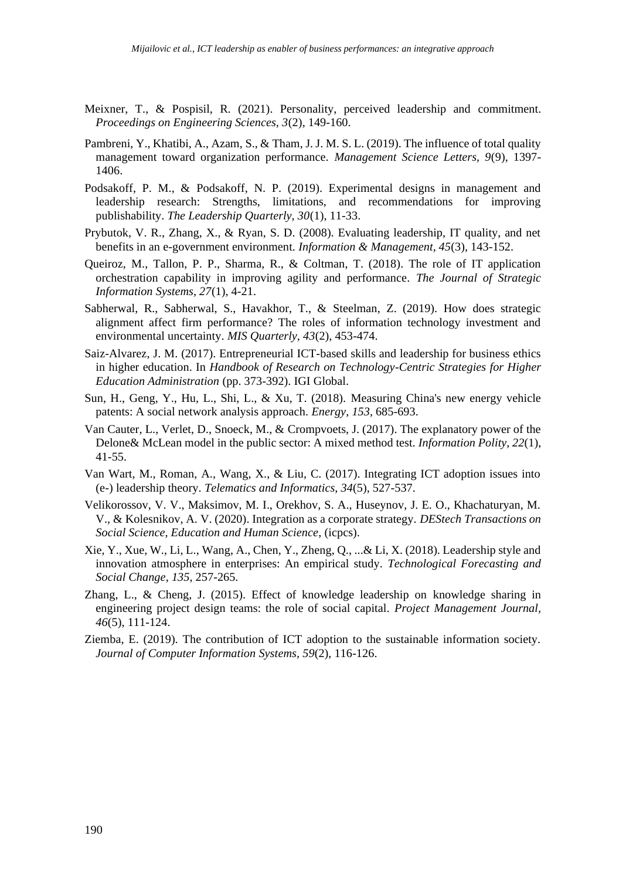Meixner, T., & Pospisil, R. (2021). Personality, perceived leadership and commitment. *Proceedings on Engineering Sciences, 3*(2), 149-160.

Pambreni, Y., Khatibi, A., Azam, S., & Tham, J. J. M. S. L. (2019). The influence of total quality management toward organization performance. *Management Science Letters, 9*(9), 1397-1406.

Podsakoff, P. M., & Podsakoff, N. P. (2019). Experimental designs in management and leadership research: Strengths, limitations, and recommendations for improving publishability. *The Leadership Quarterly, 30*(1), 11-33.

Prybutok, V. R., Zhang, X., & Ryan, S. D. (2008). Evaluating leadership, IT quality, and net benefits in an e-government environment. *Information & Management, 45*(3), 143-152.

Queiroz, M., Tallon, P. P., Sharma, R., & Coltman, T. (2018). The role of IT application orchestration capability in improving agility and performance. *The Journal of Strategic Information Systems, 27*(1), 4-21.

Sabherwal, R., Sabherwal, S., Havakhor, T., & Steelman, Z. (2019). How does strategic alignment affect firm performance? The roles of information technology investment and environmental uncertainty. *MIS Quarterly, 43*(2), 453-474.

Saiz-Alvarez, J. M. (2017). Entrepreneurial ICT-based skills and leadership for business ethics in higher education. In *Handbook of Research on Technology-Centric Strategies for Higher Education Administration* (pp. 373-392). IGI Global.

Sun, H., Geng, Y., Hu, L., Shi, L., & Xu, T. (2018). Measuring China's new energy vehicle patents: A social network analysis approach. *Energy, 153*, 685-693.

Van Cauter, L., Verlet, D., Snoeck, M., & Crompvoets, J. (2017). The explanatory power of the Delone& McLean model in the public sector: A mixed method test. *Information Polity, 22*(1), 41-55.

Van Wart, M., Roman, A., Wang, X., & Liu, C. (2017). Integrating ICT adoption issues into (e-) leadership theory. *Telematics and Informatics, 34*(5), 527-537.

Velikorossov, V. V., Maksimov, M. I., Orekhov, S. A., Huseynov, J. E. O., Khachaturyan, M. V., & Kolesnikov, A. V. (2020). Integration as a corporate strategy. *DEStech Transactions on Social Science, Education and Human Science*, (icpcs).

Xie, Y., Xue, W., Li, L., Wang, A., Chen, Y., Zheng, Q., ...& Li, X. (2018). Leadership style and innovation atmosphere in enterprises: An empirical study. *Technological Forecasting and Social Change, 135*, 257-265.

Zhang, L., & Cheng, J. (2015). Effect of knowledge leadership on knowledge sharing in engineering project design teams: the role of social capital. *Project Management Journal, 46*(5), 111-124.

Ziemba, E. (2019). The contribution of ICT adoption to the sustainable information society. *Journal of Computer Information Systems, 59*(2), 116-126.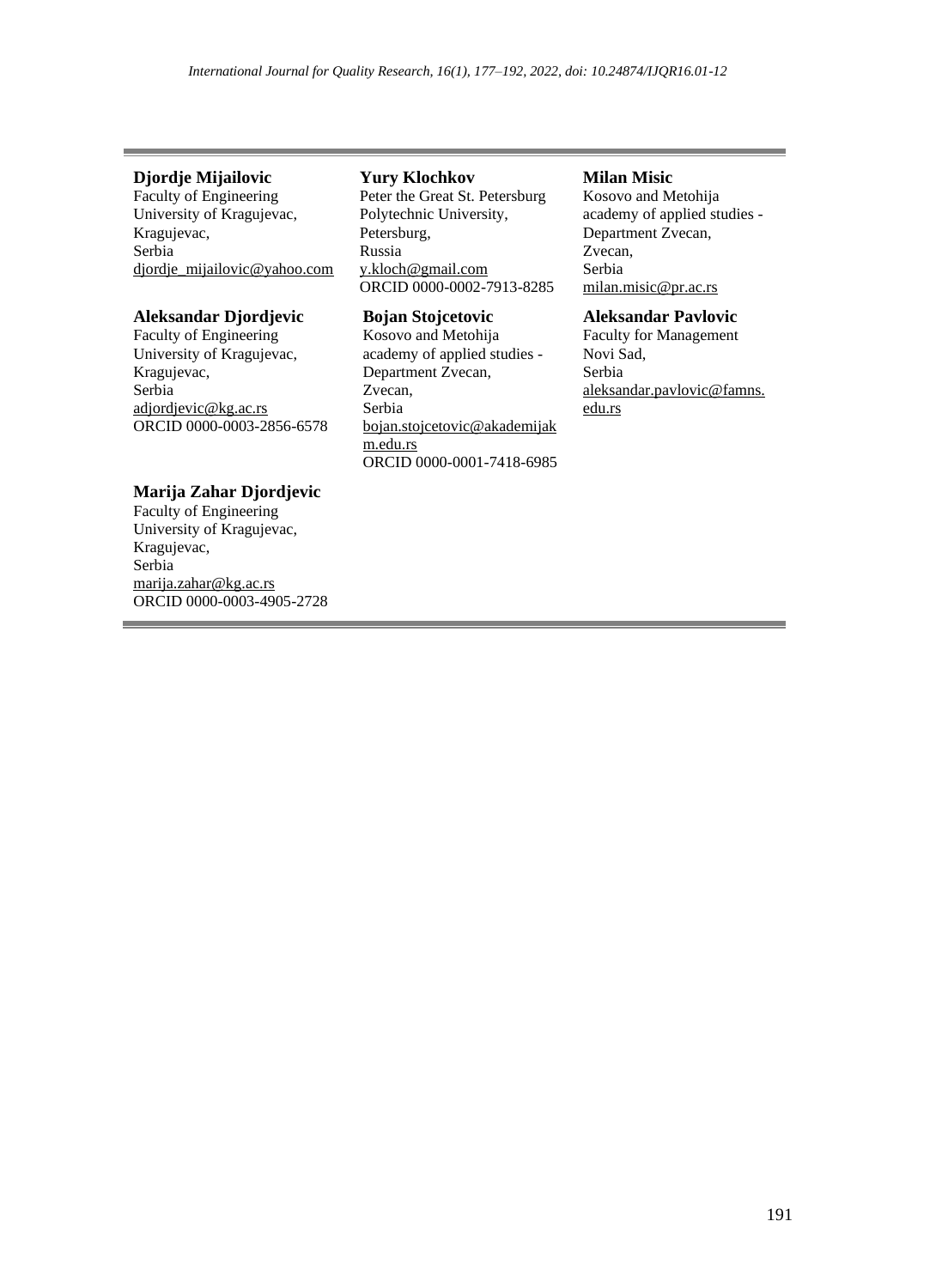**Djordje Mijailovic**
Faculty of Engineering
University of Kragujevac,
Kragujevac,
Serbia
djordje_mijailovic@yahoo.com

**Aleksandar Djordjevic**
Faculty of Engineering
University of Kragujevac,
Kragujevac,
Serbia
adjordjevic@kg.ac.rs
ORCID 0000-0003-2856-6578

**Marija Zahar Djordjevic**
Faculty of Engineering
University of Kragujevac,
Kragujevac,
Serbia
marija.zahar@kg.ac.rs
ORCID 0000-0003-4905-2728

**Yury Klochkov**
Peter the Great St. Petersburg
Polytechnic University,
Petersburg,
Russia
y.kloch@gmail.com
ORCID 0000-0002-7913-8285

**Bojan Stojcetovic**
Kosovo and Metohija
academy of applied studies -
Department Zvecan,
Zvecan,
Serbia
bojan.stojcetovic@akademijakm.edu.rs
ORCID 0000-0001-7418-6985

**Milan Misic**
Kosovo and Metohija
academy of applied studies -
Department Zvecan,
Zvecan,
Serbia
milan.misic@pr.ac.rs

**Aleksandar Pavlovic**
Faculty for Management
Novi Sad,
Serbia
aleksandar.pavlovic@famns.edu.rs